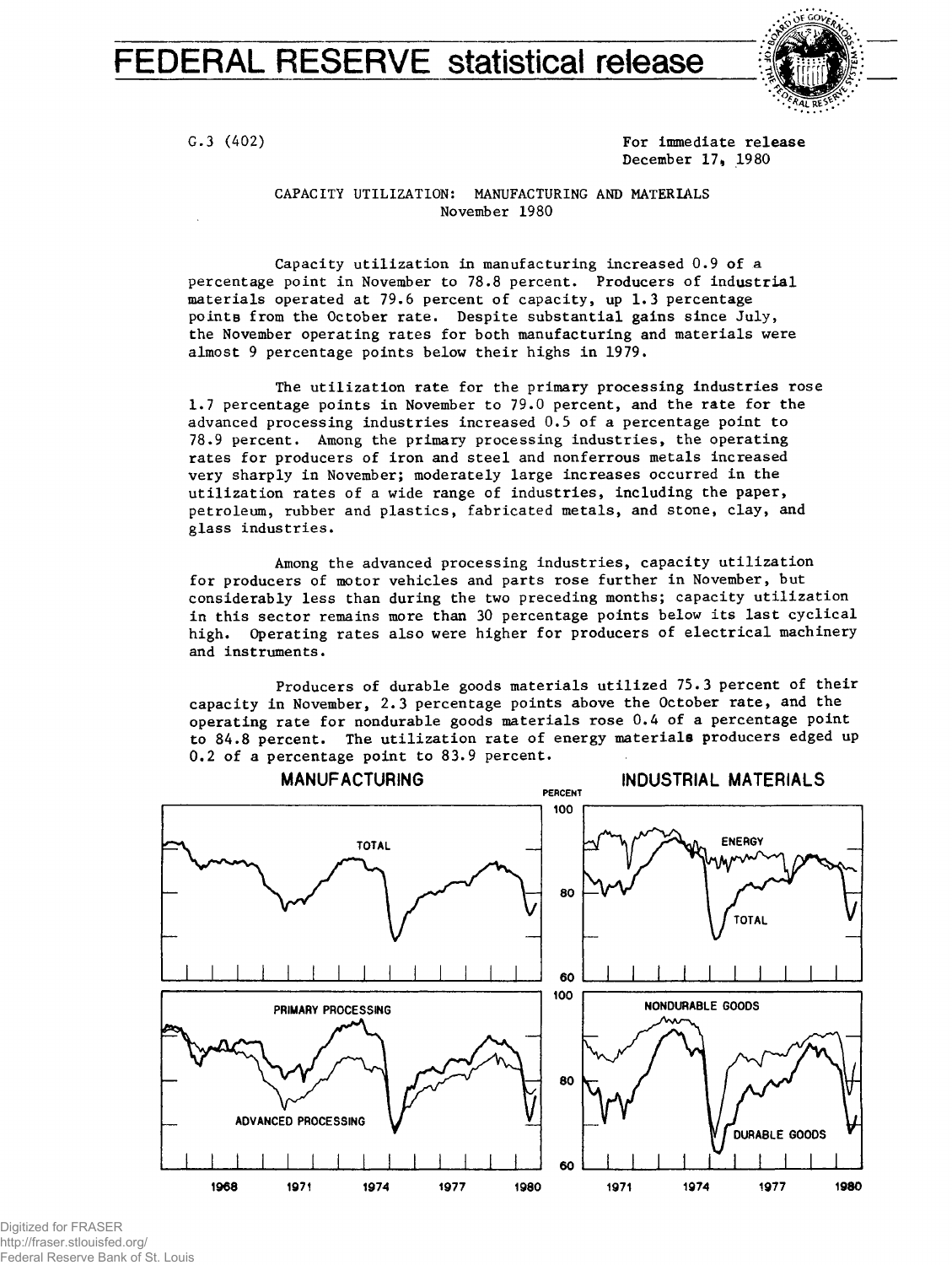# FEDERAL RESERVE statistical release

G.3 (402)

For immediate release
December 17, 1980

CAPACITY UTILIZATION: MANUFACTURING AND MATERIALS
November 1980

Capacity utilization in manufacturing increased 0.9 of a percentage point in November to 78.8 percent. Producers of industrial materials operated at 79.6 percent of capacity, up 1.3 percentage points from the October rate. Despite substantial gains since July, the November operating rates for both manufacturing and materials were almost 9 percentage points below their highs in 1979.

The utilization rate for the primary processing industries rose 1.7 percentage points in November to 79.0 percent, and the rate for the advanced processing industries increased 0.5 of a percentage point to 78.9 percent. Among the primary processing industries, the operating rates for producers of iron and steel and nonferrous metals increased very sharply in November; moderately large increases occurred in the utilization rates of a wide range of industries, including the paper, petroleum, rubber and plastics, fabricated metals, and stone, clay, and glass industries.

Among the advanced processing industries, capacity utilization for producers of motor vehicles and parts rose further in November, but considerably less than during the two preceding months; capacity utilization in this sector remains more than 30 percentage points below its last cyclical high. Operating rates also were higher for producers of electrical machinery and instruments.

Producers of durable goods materials utilized 75.3 percent of their capacity in November, 2.3 percentage points above the October rate, and the operating rate for nondurable goods materials rose 0.4 of a percentage point to 84.8 percent. The utilization rate of energy materials producers edged up 0.2 of a percentage point to 83.9 percent.

MANUFACTURING — INDUSTRIAL MATERIALS

Digitized for FRASER
http://fraser.stlouisfed.org/
Federal Reserve Bank of St. Louis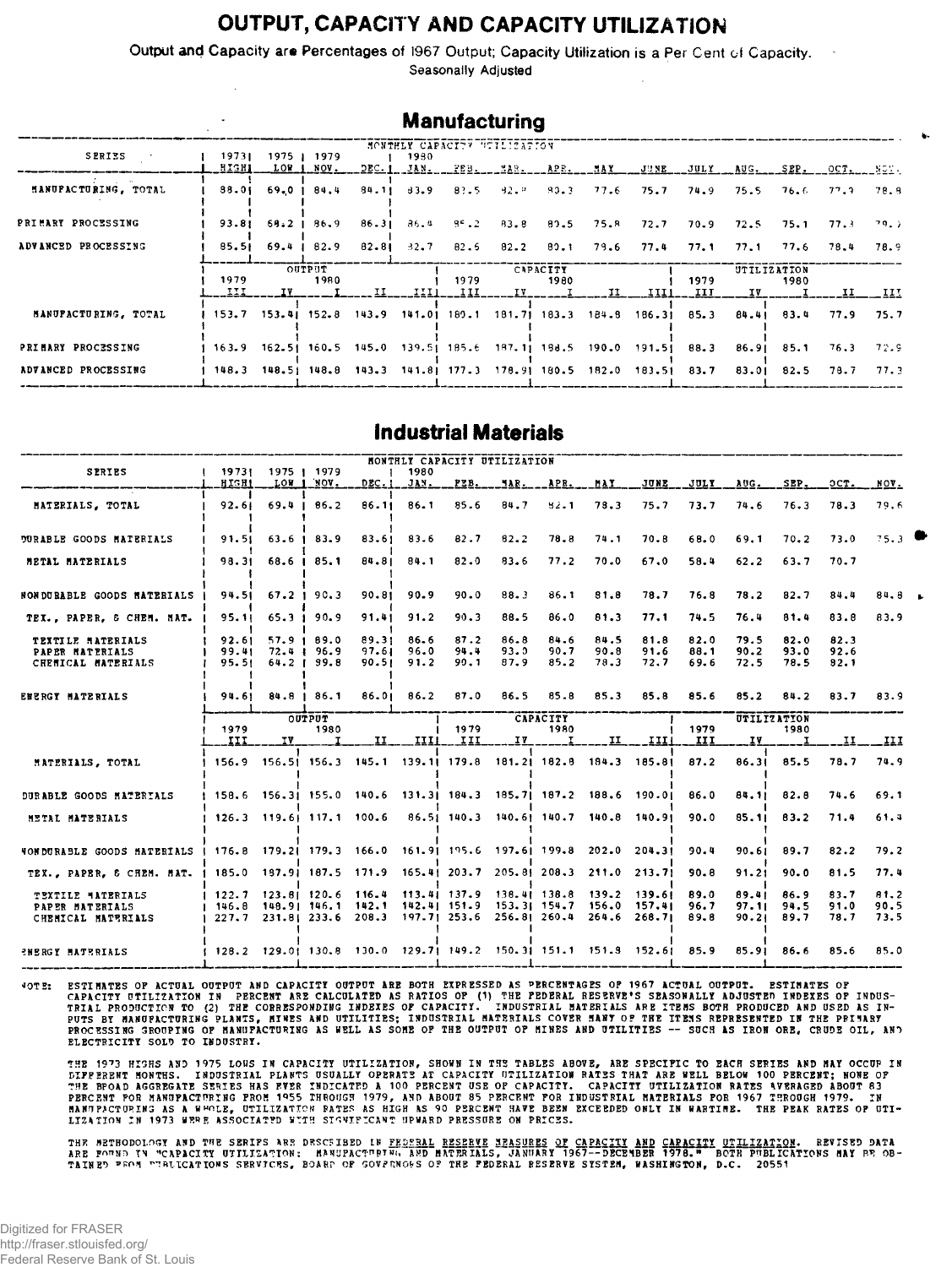# OUTPUT, CAPACITY AND CAPACITY UTILIZATION

Output and Capacity are Percentages of 1967 Output; Capacity Utilization is a Per Cent of Capacity.
Seasonally Adjusted

## Manufacturing

| SERIES | 1973 HIGH | 1975 LOW | 1979 NOV. | DEC. | 1980 JAN. | FEB. | MAR. | APR. | MAY | JUNE | JULY | AUG. | SEP. | OCT. | NOV. |
|---|---|---|---|---|---|---|---|---|---|---|---|---|---|---|---|
| | MONTHLY CAPACITY UTILIZATION | | | | | | | | | | | | | | |
| MANUFACTURING, TOTAL | 88.0 | 69.0 | 84.4 | 84.1 | 83.9 | 83.5 | 82.9 | 80.3 | 77.6 | 75.7 | 74.9 | 75.5 | 76.6 | 77.9 | 78.8 |
| PRIMARY PROCESSING | 93.8 | 68.2 | 86.9 | 86.3 | 86.4 | 85.2 | 83.8 | 80.5 | 75.8 | 72.7 | 70.9 | 72.5 | 75.1 | 77.3 | 79.? |
| ADVANCED PROCESSING | 85.5 | 69.4 | 82.9 | 82.8 | 82.7 | 82.6 | 82.2 | 80.1 | 78.6 | 77.4 | 77.1 | 77.1 | 77.6 | 78.4 | 78.9 |

| | OUTPUT 1979 III | IV | 1980 I | II | III | CAPACITY 1979 III | IV | 1980 I | II | III | UTILIZATION 1979 III | IV | 1980 I | II | III |
|---|---|---|---|---|---|---|---|---|---|---|---|---|---|---|---|
| MANUFACTURING, TOTAL | 153.7 | 153.4 | 152.8 | 143.9 | 141.0 | 180.1 | 181.7 | 183.3 | 184.8 | 186.3 | 85.3 | 84.4 | 83.4 | 77.9 | 75.7 |
| PRIMARY PROCESSING | 163.9 | 162.5 | 160.5 | 145.0 | 139.5 | 185.6 | 187.1 | 188.5 | 190.0 | 191.5 | 88.3 | 86.9 | 85.1 | 76.3 | 72.9 |
| ADVANCED PROCESSING | 148.3 | 148.5 | 148.8 | 143.3 | 141.8 | 177.3 | 178.9 | 180.5 | 182.0 | 183.5 | 83.7 | 83.0 | 82.5 | 78.7 | 77.3 |

## Industrial Materials

| SERIES | 1973 HIGH | 1975 LOW | 1979 NOV. | DEC. | 1980 JAN. | FEB. | MAR. | APR. | MAY | JUNE | JULY | AUG. | SEP. | OCT. | NOV. |
|---|---|---|---|---|---|---|---|---|---|---|---|---|---|---|---|
| | MONTHLY CAPACITY UTILIZATION | | | | | | | | | | | | | | |
| MATERIALS, TOTAL | 92.6 | 69.4 | 86.2 | 86.1 | 86.1 | 85.6 | 84.7 | 82.1 | 78.3 | 75.7 | 73.7 | 74.6 | 76.3 | 78.3 | 79.6 |
| DURABLE GOODS MATERIALS | 91.5 | 63.6 | 83.9 | 83.6 | 83.6 | 82.7 | 82.2 | 78.8 | 74.1 | 70.8 | 68.0 | 69.1 | 70.2 | 73.0 | 75.3 |
| METAL MATERIALS | 98.3 | 68.6 | 85.1 | 84.8 | 84.1 | 82.0 | 83.6 | 77.2 | 70.0 | 67.0 | 58.4 | 62.2 | 63.7 | 70.7 | |
| NONDURABLE GOODS MATERIALS | 94.5 | 67.2 | 90.3 | 90.8 | 90.9 | 90.0 | 88.3 | 86.1 | 81.8 | 78.7 | 76.8 | 78.2 | 82.7 | 84.4 | 84.8 |
| TEX., PAPER, & CHEM. MAT. | 95.1 | 65.3 | 90.9 | 91.4 | 91.2 | 90.3 | 88.5 | 86.0 | 81.3 | 77.1 | 74.5 | 76.4 | 81.4 | 83.8 | 83.9 |
| TEXTILE MATERIALS | 92.6 | 57.9 | 89.0 | 89.3 | 86.6 | 87.2 | 86.8 | 84.6 | 84.5 | 81.8 | 82.0 | 79.5 | 82.0 | 82.3 | |
| PAPER MATERIALS | 99.4 | 72.4 | 96.9 | 97.6 | 96.0 | 94.4 | 93.0 | 90.7 | 90.8 | 91.6 | 88.1 | 90.2 | 93.0 | 92.6 | |
| CHEMICAL MATERIALS | 95.5 | 64.2 | 99.8 | 90.5 | 91.2 | 90.1 | 87.9 | 85.2 | 78.3 | 72.7 | 69.6 | 72.5 | 78.5 | 82.1 | |
| ENERGY MATERIALS | 94.6 | 84.8 | 86.1 | 86.0 | 86.2 | 87.0 | 86.5 | 85.8 | 85.3 | 85.8 | 85.6 | 85.2 | 84.2 | 83.7 | 83.9 |

| | OUTPUT 1979 III | IV | 1980 I | II | III | CAPACITY 1979 III | IV | 1980 I | II | III | UTILIZATION 1979 III | IV | 1980 I | II | III |
|---|---|---|---|---|---|---|---|---|---|---|---|---|---|---|---|
| MATERIALS, TOTAL | 156.9 | 156.5 | 156.3 | 145.1 | 139.1 | 179.8 | 181.2 | 182.8 | 184.3 | 185.8 | 87.2 | 86.3 | 85.5 | 78.7 | 74.9 |
| DURABLE GOODS MATERIALS | 158.6 | 156.3 | 155.0 | 140.6 | 131.3 | 184.3 | 185.7 | 187.2 | 188.6 | 190.0 | 86.0 | 84.1 | 82.8 | 74.6 | 69.1 |
| METAL MATERIALS | 126.3 | 119.6 | 117.1 | 100.6 | 86.5 | 140.3 | 140.6 | 140.7 | 140.8 | 140.9 | 90.0 | 85.1 | 83.2 | 71.4 | 61.4 |
| NONDURABLE GOODS MATERIALS | 176.8 | 179.2 | 179.3 | 166.0 | 161.9 | 195.6 | 197.6 | 199.8 | 202.0 | 204.3 | 90.4 | 90.6 | 89.7 | 82.2 | 79.2 |
| TEX., PAPER, & CHEM. MAT. | 185.0 | 187.9 | 187.5 | 171.9 | 165.4 | 203.7 | 205.8 | 208.3 | 211.0 | 213.7 | 90.8 | 91.2 | 90.0 | 81.5 | 77.4 |
| TEXTILE MATERIALS | 122.7 | 123.8 | 120.6 | 116.4 | 113.4 | 137.9 | 138.4 | 138.8 | 139.2 | 139.6 | 89.0 | 89.4 | 86.9 | 83.7 | 81.2 |
| PAPER MATERIALS | 146.8 | 148.9 | 146.1 | 142.1 | 142.4 | 151.9 | 153.3 | 154.7 | 156.0 | 157.4 | 96.7 | 97.1 | 94.5 | 91.0 | 90.5 |
| CHEMICAL MATERIALS | 227.7 | 231.8 | 233.6 | 208.3 | 197.7 | 253.6 | 256.8 | 260.4 | 264.6 | 268.7 | 89.8 | 90.2 | 89.7 | 78.7 | 73.5 |
| ENERGY MATERIALS | 128.2 | 129.0 | 130.8 | 130.0 | 129.7 | 149.2 | 150.3 | 151.1 | 151.9 | 152.6 | 85.9 | 85.9 | 86.6 | 85.6 | 85.0 |

NOTE: ESTIMATES OF ACTUAL OUTPUT AND CAPACITY OUTPUT ARE BOTH EXPRESSED AS PERCENTAGES OF 1967 ACTUAL OUTPUT. ESTIMATES OF CAPACITY UTILIZATION IN PERCENT ARE CALCULATED AS RATIOS OF (1) THE FEDERAL RESERVE'S SEASONALLY ADJUSTED INDEXES OF INDUSTRIAL PRODUCTION TO (2) THE CORRESPONDING INDEXES OF CAPACITY. INDUSTRIAL MATERIALS ARE ITEMS BOTH PRODUCED AND USED AS INPUTS BY MANUFACTURING PLANTS, MINES AND UTILITIES; INDUSTRIAL MATERIALS COVER MANY OF THE ITEMS REPRESENTED IN THE PRIMARY PROCESSING GROUPING OF MANUFACTURING AS WELL AS SOME OF THE OUTPUT OF MINES AND UTILITIES -- SUCH AS IRON ORE, CRUDE OIL, AND ELECTRICITY SOLD TO INDUSTRY.

THE 1973 HIGHS AND 1975 LOWS IN CAPACITY UTILIZATION, SHOWN IN THE TABLES ABOVE, ARE SPECIFIC TO EACH SERIES AND MAY OCCUR IN DIFFERENT MONTHS. INDUSTRIAL PLANTS USUALLY OPERATE AT CAPACITY UTILIZATION RATES THAT ARE WELL BELOW 100 PERCENT; NONE OF THE BROAD AGGREGATE SERIES HAS EVER INDICATED A 100 PERCENT USE OF CAPACITY. CAPACITY UTILIZATION RATES AVERAGED ABOUT 83 PERCENT FOR MANUFACTURING FROM 1955 THROUGH 1979, AND ABOUT 85 PERCENT FOR INDUSTRIAL MATERIALS FOR 1967 THROUGH 1979. IN MANUFACTURING AS A WHOLE, UTILIZATION RATES AS HIGH AS 90 PERCENT HAVE BEEN EXCEEDED ONLY IN WARTIME. THE PEAK RATES OF UTILIZATION IN 1973 WERE ASSOCIATED WITH SIGNIFICANT UPWARD PRESSURE ON PRICES.

THE METHODOLOGY AND THE SERIES ARE DESCRIBED IN FEDERAL RESERVE MEASURES OF CAPACITY AND CAPACITY UTILIZATION. REVISED DATA ARE FOUND IN "CAPACITY UTILIZATION: MANUFACTURING AND MATERIALS, JANUARY 1967--DECEMBER 1978." BOTH PUBLICATIONS MAY BE OBTAINED FROM PUBLICATIONS SERVICES, BOARD OF GOVERNORS OF THE FEDERAL RESERVE SYSTEM, WASHINGTON, D.C. 20551